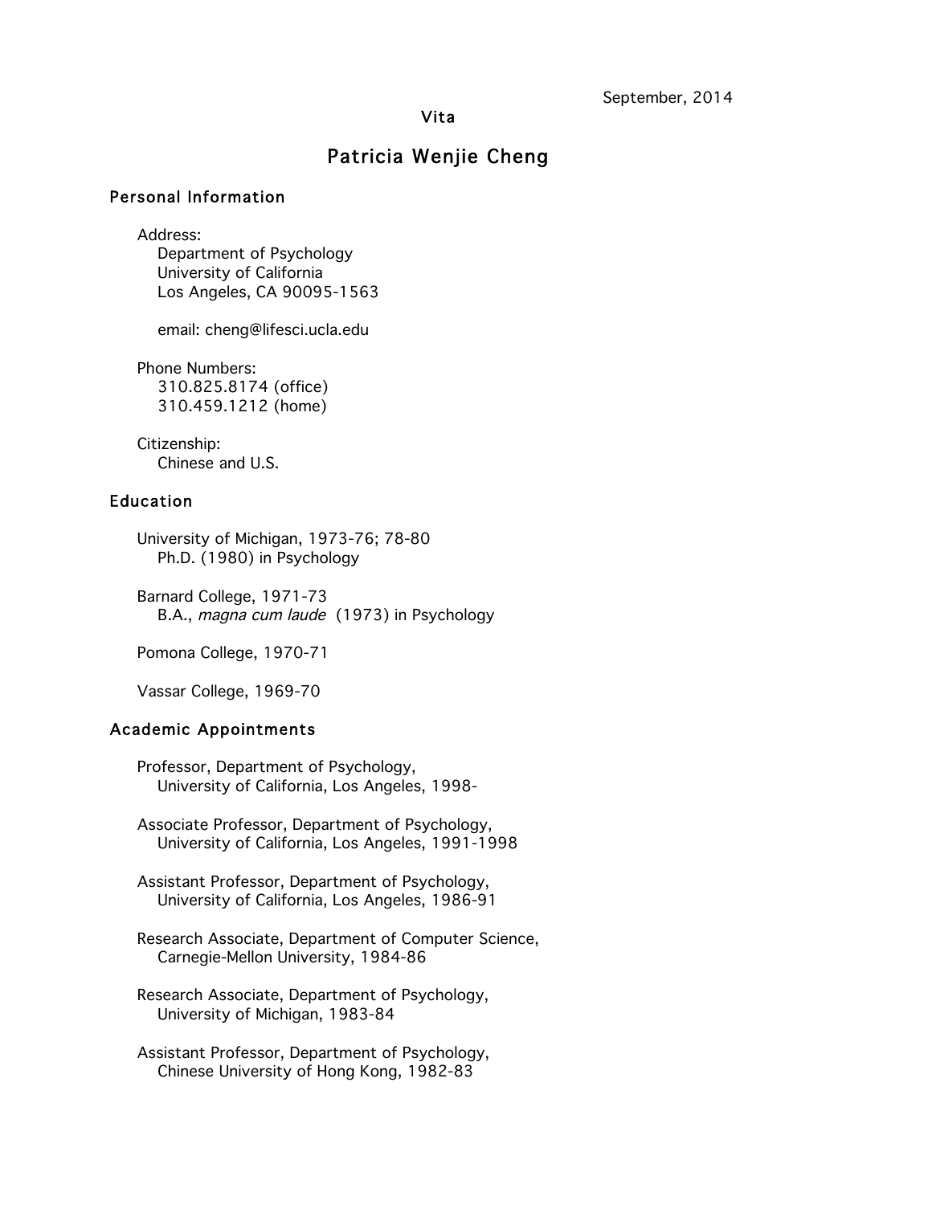September, 2014

Vita

# Patricia Wenjie Cheng

## Personal Information

Address:
Department of Psychology
University of California
Los Angeles, CA 90095-1563

email: cheng@lifesci.ucla.edu

Phone Numbers:
310.825.8174 (office)
310.459.1212 (home)

Citizenship:
Chinese and U.S.

## Education

University of Michigan, 1973-76; 78-80
Ph.D. (1980) in Psychology

Barnard College, 1971-73
B.A., *magna cum laude* (1973) in Psychology

Pomona College, 1970-71

Vassar College, 1969-70

## Academic Appointments

Professor, Department of Psychology,
University of California, Los Angeles, 1998-

Associate Professor, Department of Psychology,
University of California, Los Angeles, 1991-1998

Assistant Professor, Department of Psychology,
University of California, Los Angeles, 1986-91

Research Associate, Department of Computer Science,
Carnegie-Mellon University, 1984-86

Research Associate, Department of Psychology,
University of Michigan, 1983-84

Assistant Professor, Department of Psychology,
Chinese University of Hong Kong, 1982-83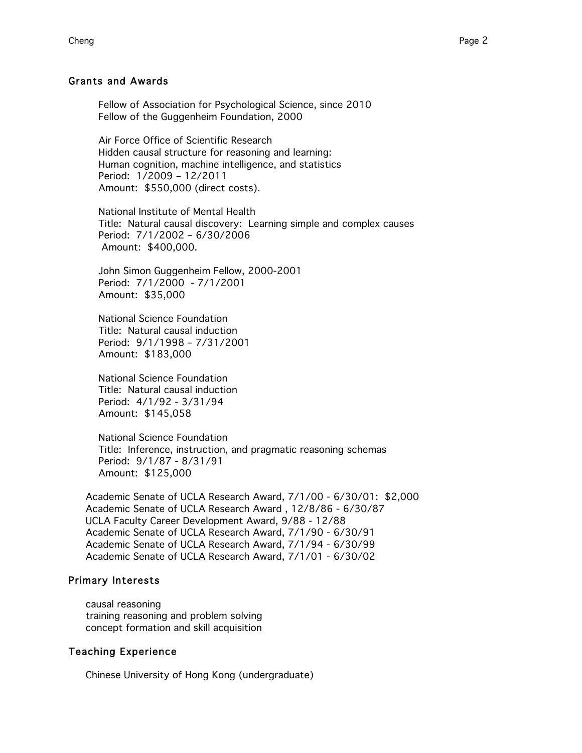## Grants and Awards

Fellow of Association for Psychological Science, since 2010
Fellow of the Guggenheim Foundation, 2000

Air Force Office of Scientific Research
Hidden causal structure for reasoning and learning:
Human cognition, machine intelligence, and statistics
Period: 1/2009 – 12/2011
Amount: $550,000 (direct costs).

National Institute of Mental Health
Title: Natural causal discovery: Learning simple and complex causes
Period: 7/1/2002 – 6/30/2006
Amount: $400,000.

John Simon Guggenheim Fellow, 2000-2001
Period: 7/1/2000 - 7/1/2001
Amount: $35,000

National Science Foundation
Title: Natural causal induction
Period: 9/1/1998 – 7/31/2001
Amount: $183,000

National Science Foundation
Title: Natural causal induction
Period: 4/1/92 - 3/31/94
Amount: $145,058

National Science Foundation
Title: Inference, instruction, and pragmatic reasoning schemas
Period: 9/1/87 - 8/31/91
Amount: $125,000

Academic Senate of UCLA Research Award, 7/1/00 - 6/30/01: $2,000
Academic Senate of UCLA Research Award , 12/8/86 - 6/30/87
UCLA Faculty Career Development Award, 9/88 - 12/88
Academic Senate of UCLA Research Award, 7/1/90 - 6/30/91
Academic Senate of UCLA Research Award, 7/1/94 - 6/30/99
Academic Senate of UCLA Research Award, 7/1/01 - 6/30/02

## Primary Interests

causal reasoning
training reasoning and problem solving
concept formation and skill acquisition

## Teaching Experience

Chinese University of Hong Kong (undergraduate)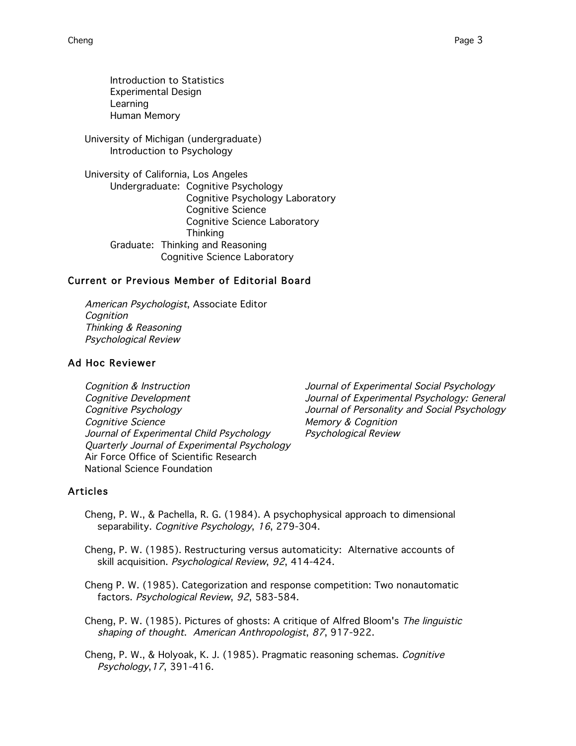Introduction to Statistics
Experimental Design
Learning
Human Memory

University of Michigan (undergraduate)
Introduction to Psychology

University of California, Los Angeles
Undergraduate: Cognitive Psychology
Cognitive Psychology Laboratory
Cognitive Science
Cognitive Science Laboratory
Thinking
Graduate: Thinking and Reasoning
Cognitive Science Laboratory

## Current or Previous Member of Editorial Board

*American Psychologist*, Associate Editor
*Cognition*
*Thinking & Reasoning*
*Psychological Review*

## Ad Hoc Reviewer

*Cognition & Instruction*
*Cognitive Development*
*Cognitive Psychology*
*Cognitive Science*
*Journal of Experimental Child Psychology*
*Quarterly Journal of Experimental Psychology*
Air Force Office of Scientific Research
National Science Foundation
*Journal of Experimental Social Psychology*
*Journal of Experimental Psychology: General*
*Journal of Personality and Social Psychology*
*Memory & Cognition*
*Psychological Review*

## Articles

Cheng, P. W., & Pachella, R. G. (1984). A psychophysical approach to dimensional separability. *Cognitive Psychology*, *16*, 279-304.

Cheng, P. W. (1985). Restructuring versus automaticity: Alternative accounts of skill acquisition. *Psychological Review*, *92*, 414-424.

Cheng P. W. (1985). Categorization and response competition: Two nonautomatic factors. *Psychological Review*, *92*, 583-584.

Cheng, P. W. (1985). Pictures of ghosts: A critique of Alfred Bloom's *The linguistic shaping of thought*. *American Anthropologist*, *87*, 917-922.

Cheng, P. W., & Holyoak, K. J. (1985). Pragmatic reasoning schemas. *Cognitive Psychology*,*17*, 391-416.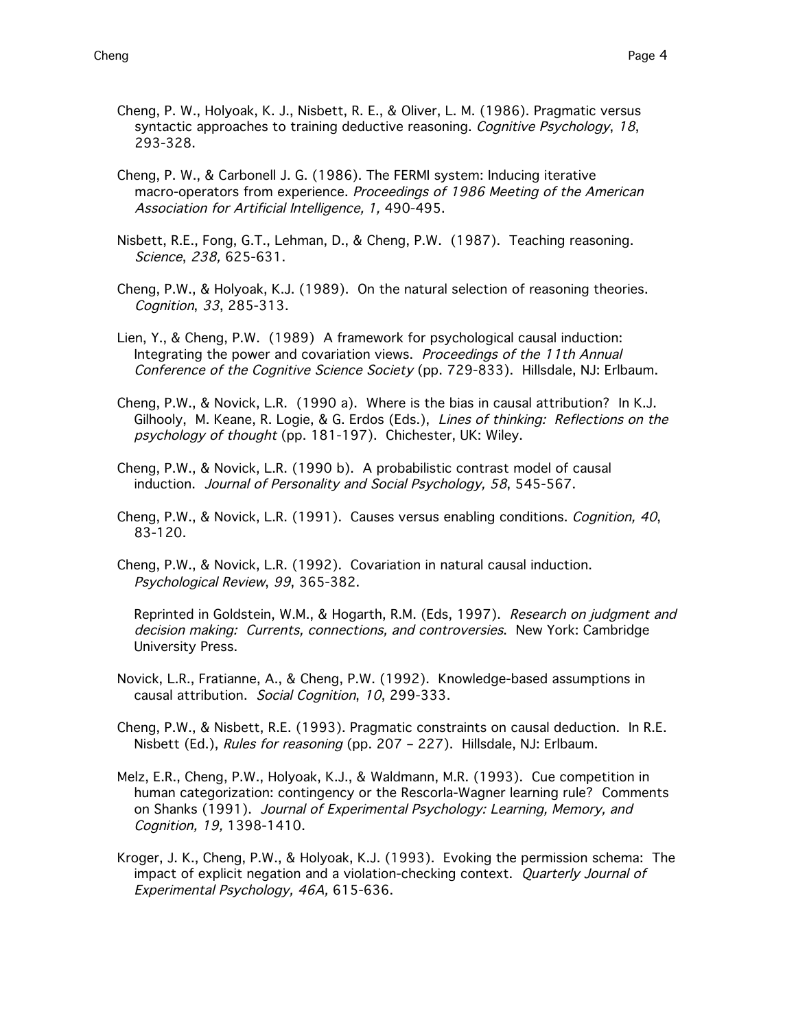Cheng, P. W., Holyoak, K. J., Nisbett, R. E., & Oliver, L. M. (1986). Pragmatic versus syntactic approaches to training deductive reasoning. *Cognitive Psychology*, *18*, 293-328.

Cheng, P. W., & Carbonell J. G. (1986). The FERMI system: Inducing iterative macro-operators from experience. *Proceedings of 1986 Meeting of the American Association for Artificial Intelligence, 1,* 490-495.

Nisbett, R.E., Fong, G.T., Lehman, D., & Cheng, P.W. (1987). Teaching reasoning. *Science*, *238,* 625-631.

Cheng, P.W., & Holyoak, K.J. (1989). On the natural selection of reasoning theories. *Cognition*, *33*, 285-313.

Lien, Y., & Cheng, P.W. (1989) A framework for psychological causal induction: Integrating the power and covariation views. *Proceedings of the 11th Annual Conference of the Cognitive Science Society* (pp. 729-833). Hillsdale, NJ: Erlbaum.

Cheng, P.W., & Novick, L.R. (1990 a). Where is the bias in causal attribution? In K.J. Gilhooly, M. Keane, R. Logie, & G. Erdos (Eds.), *Lines of thinking: Reflections on the psychology of thought* (pp. 181-197). Chichester, UK: Wiley.

Cheng, P.W., & Novick, L.R. (1990 b). A probabilistic contrast model of causal induction. *Journal of Personality and Social Psychology, 58*, 545-567.

Cheng, P.W., & Novick, L.R. (1991). Causes versus enabling conditions. *Cognition, 40*, 83-120.

Cheng, P.W., & Novick, L.R. (1992). Covariation in natural causal induction. *Psychological Review*, *99*, 365-382.

Reprinted in Goldstein, W.M., & Hogarth, R.M. (Eds, 1997). *Research on judgment and decision making: Currents, connections, and controversies*. New York: Cambridge University Press.

Novick, L.R., Fratianne, A., & Cheng, P.W. (1992). Knowledge-based assumptions in causal attribution. *Social Cognition*, *10*, 299-333.

Cheng, P.W., & Nisbett, R.E. (1993). Pragmatic constraints on causal deduction. In R.E. Nisbett (Ed.), *Rules for reasoning* (pp. 207 – 227). Hillsdale, NJ: Erlbaum.

Melz, E.R., Cheng, P.W., Holyoak, K.J., & Waldmann, M.R. (1993). Cue competition in human categorization: contingency or the Rescorla-Wagner learning rule? Comments on Shanks (1991). *Journal of Experimental Psychology: Learning, Memory, and Cognition, 19,* 1398-1410.

Kroger, J. K., Cheng, P.W., & Holyoak, K.J. (1993). Evoking the permission schema: The impact of explicit negation and a violation-checking context. *Quarterly Journal of Experimental Psychology, 46A,* 615-636.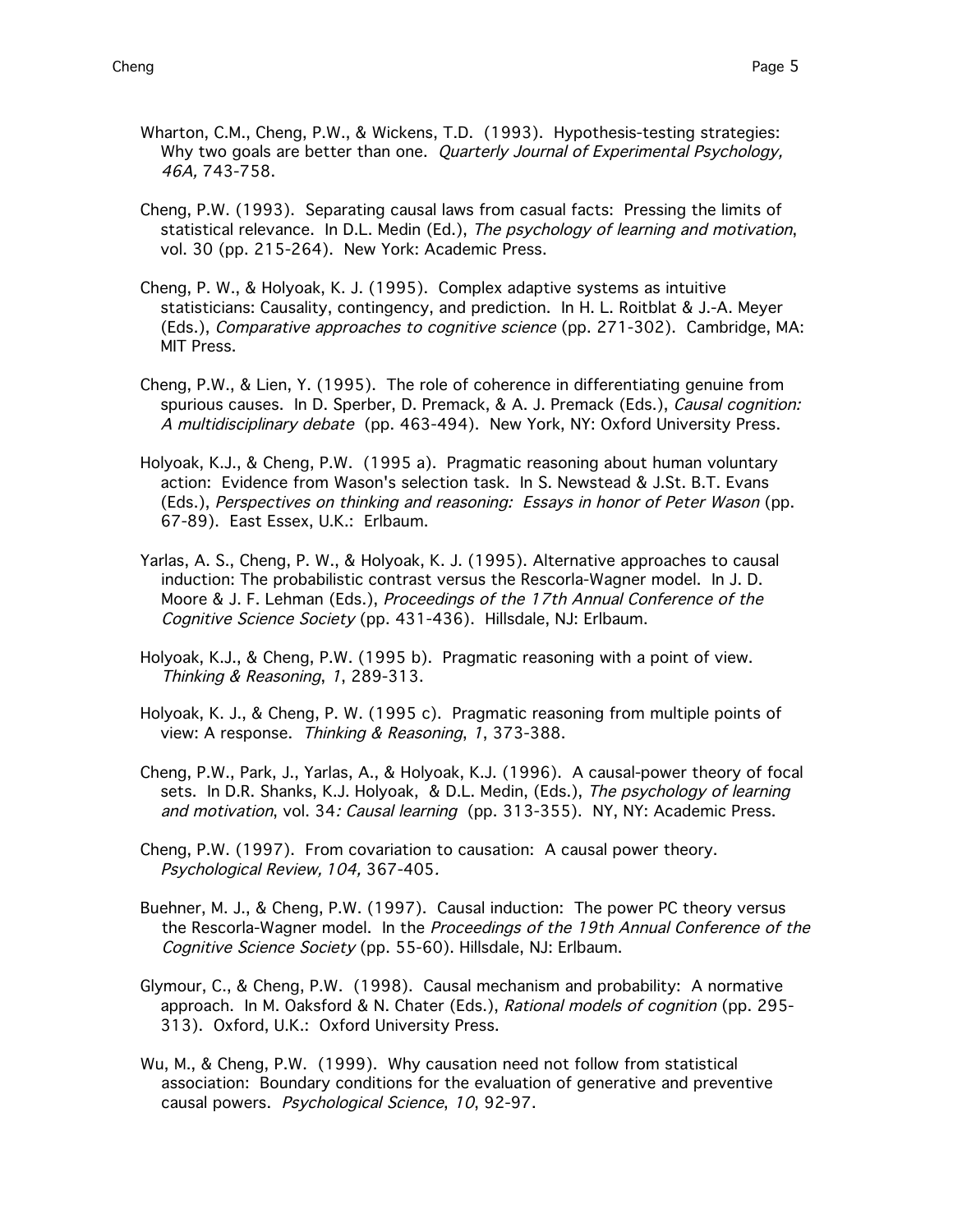Wharton, C.M., Cheng, P.W., & Wickens, T.D. (1993). Hypothesis-testing strategies: Why two goals are better than one. *Quarterly Journal of Experimental Psychology, 46A,* 743-758.

Cheng, P.W. (1993). Separating causal laws from casual facts: Pressing the limits of statistical relevance. In D.L. Medin (Ed.), *The psychology of learning and motivation*, vol. 30 (pp. 215-264). New York: Academic Press.

Cheng, P. W., & Holyoak, K. J. (1995). Complex adaptive systems as intuitive statisticians: Causality, contingency, and prediction. In H. L. Roitblat & J.-A. Meyer (Eds.), *Comparative approaches to cognitive science* (pp. 271-302). Cambridge, MA: MIT Press.

Cheng, P.W., & Lien, Y. (1995). The role of coherence in differentiating genuine from spurious causes. In D. Sperber, D. Premack, & A. J. Premack (Eds.), *Causal cognition: A multidisciplinary debate* (pp. 463-494). New York, NY: Oxford University Press.

Holyoak, K.J., & Cheng, P.W. (1995 a). Pragmatic reasoning about human voluntary action: Evidence from Wason's selection task. In S. Newstead & J.St. B.T. Evans (Eds.), *Perspectives on thinking and reasoning: Essays in honor of Peter Wason* (pp. 67-89). East Essex, U.K.: Erlbaum.

Yarlas, A. S., Cheng, P. W., & Holyoak, K. J. (1995). Alternative approaches to causal induction: The probabilistic contrast versus the Rescorla-Wagner model. In J. D. Moore & J. F. Lehman (Eds.), *Proceedings of the 17th Annual Conference of the Cognitive Science Society* (pp. 431-436). Hillsdale, NJ: Erlbaum.

Holyoak, K.J., & Cheng, P.W. (1995 b). Pragmatic reasoning with a point of view. *Thinking & Reasoning*, *1*, 289-313.

Holyoak, K. J., & Cheng, P. W. (1995 c). Pragmatic reasoning from multiple points of view: A response. *Thinking & Reasoning*, *1*, 373-388.

Cheng, P.W., Park, J., Yarlas, A., & Holyoak, K.J. (1996). A causal-power theory of focal sets. In D.R. Shanks, K.J. Holyoak, & D.L. Medin, (Eds.), *The psychology of learning and motivation*, vol. 34*: Causal learning* (pp. 313-355). NY, NY: Academic Press.

Cheng, P.W. (1997). From covariation to causation: A causal power theory. *Psychological Review, 104,* 367-405.

Buehner, M. J., & Cheng, P.W. (1997). Causal induction: The power PC theory versus the Rescorla-Wagner model. In the *Proceedings of the 19th Annual Conference of the Cognitive Science Society* (pp. 55-60). Hillsdale, NJ: Erlbaum.

Glymour, C., & Cheng, P.W. (1998). Causal mechanism and probability: A normative approach. In M. Oaksford & N. Chater (Eds.), *Rational models of cognition* (pp. 295-313). Oxford, U.K.: Oxford University Press.

Wu, M., & Cheng, P.W. (1999). Why causation need not follow from statistical association: Boundary conditions for the evaluation of generative and preventive causal powers. *Psychological Science*, *10*, 92-97.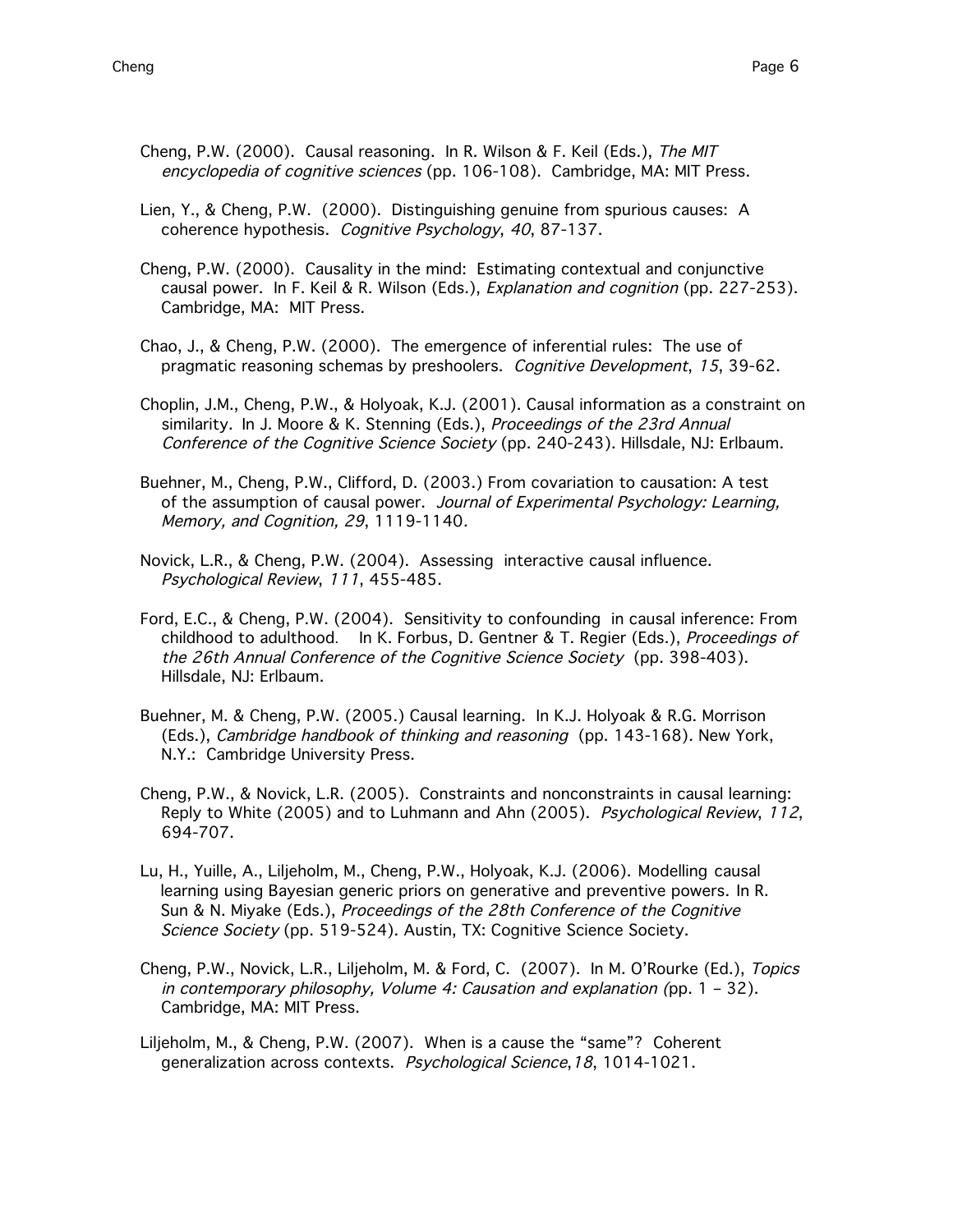Cheng, P.W. (2000). Causal reasoning. In R. Wilson & F. Keil (Eds.), *The MIT encyclopedia of cognitive sciences* (pp. 106-108). Cambridge, MA: MIT Press.

Lien, Y., & Cheng, P.W. (2000). Distinguishing genuine from spurious causes: A coherence hypothesis. *Cognitive Psychology*, *40*, 87-137.

Cheng, P.W. (2000). Causality in the mind: Estimating contextual and conjunctive causal power. In F. Keil & R. Wilson (Eds.), *Explanation and cognition* (pp. 227-253). Cambridge, MA: MIT Press.

Chao, J., & Cheng, P.W. (2000). The emergence of inferential rules: The use of pragmatic reasoning schemas by preshoolers. *Cognitive Development*, *15*, 39-62.

Choplin, J.M., Cheng, P.W., & Holyoak, K.J. (2001). Causal information as a constraint on similarity. In J. Moore & K. Stenning (Eds.), *Proceedings of the 23rd Annual Conference of the Cognitive Science Society* (pp. 240-243). Hillsdale, NJ: Erlbaum.

Buehner, M., Cheng, P.W., Clifford, D. (2003.) From covariation to causation: A test of the assumption of causal power. *Journal of Experimental Psychology: Learning, Memory, and Cognition, 29*, 1119-1140.

Novick, L.R., & Cheng, P.W. (2004). Assessing interactive causal influence. *Psychological Review*, *111*, 455-485.

Ford, E.C., & Cheng, P.W. (2004). Sensitivity to confounding in causal inference: From childhood to adulthood. In K. Forbus, D. Gentner & T. Regier (Eds.), *Proceedings of the 26th Annual Conference of the Cognitive Science Society* (pp. 398-403). Hillsdale, NJ: Erlbaum.

Buehner, M. & Cheng, P.W. (2005.) Causal learning. In K.J. Holyoak & R.G. Morrison (Eds.), *Cambridge handbook of thinking and reasoning* (pp. 143-168). New York, N.Y.: Cambridge University Press.

Cheng, P.W., & Novick, L.R. (2005). Constraints and nonconstraints in causal learning: Reply to White (2005) and to Luhmann and Ahn (2005). *Psychological Review*, *112*, 694-707.

Lu, H., Yuille, A., Liljeholm, M., Cheng, P.W., Holyoak, K.J. (2006). Modelling causal learning using Bayesian generic priors on generative and preventive powers. In R. Sun & N. Miyake (Eds.), *Proceedings of the 28th Conference of the Cognitive Science Society* (pp. 519-524). Austin, TX: Cognitive Science Society.

Cheng, P.W., Novick, L.R., Liljeholm, M. & Ford, C. (2007). In M. O'Rourke (Ed.), *Topics in contemporary philosophy, Volume 4: Causation and explanation (*pp. 1 – 32). Cambridge, MA: MIT Press.

Liljeholm, M., & Cheng, P.W. (2007). When is a cause the "same"? Coherent generalization across contexts. *Psychological Science*,*18*, 1014-1021.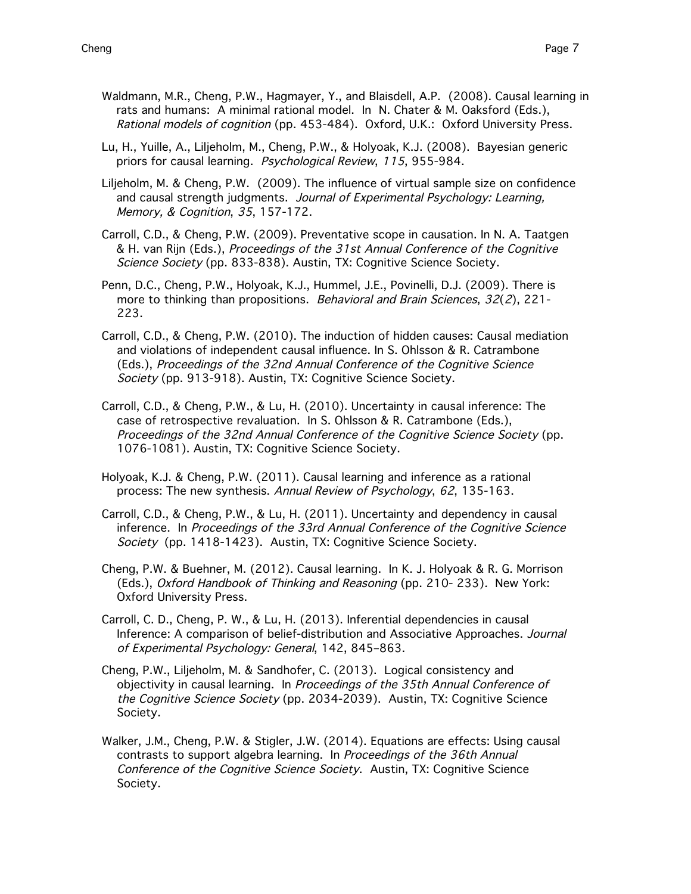Waldmann, M.R., Cheng, P.W., Hagmayer, Y., and Blaisdell, A.P. (2008). Causal learning in rats and humans: A minimal rational model. In N. Chater & M. Oaksford (Eds.), *Rational models of cognition* (pp. 453-484). Oxford, U.K.: Oxford University Press.

Lu, H., Yuille, A., Liljeholm, M., Cheng, P.W., & Holyoak, K.J. (2008). Bayesian generic priors for causal learning. *Psychological Review*, *115*, 955-984.

Liljeholm, M. & Cheng, P.W. (2009). The influence of virtual sample size on confidence and causal strength judgments. *Journal of Experimental Psychology: Learning, Memory, & Cognition*, *35*, 157-172.

Carroll, C.D., & Cheng, P.W. (2009). Preventative scope in causation. In N. A. Taatgen & H. van Rijn (Eds.), *Proceedings of the 31st Annual Conference of the Cognitive Science Society* (pp. 833-838). Austin, TX: Cognitive Science Society.

Penn, D.C., Cheng, P.W., Holyoak, K.J., Hummel, J.E., Povinelli, D.J. (2009). There is more to thinking than propositions. *Behavioral and Brain Sciences*, *32*(*2*), 221-223.

Carroll, C.D., & Cheng, P.W. (2010). The induction of hidden causes: Causal mediation and violations of independent causal influence. In S. Ohlsson & R. Catrambone (Eds.), *Proceedings of the 32nd Annual Conference of the Cognitive Science Society* (pp. 913-918). Austin, TX: Cognitive Science Society.

Carroll, C.D., & Cheng, P.W., & Lu, H. (2010). Uncertainty in causal inference: The case of retrospective revaluation. In S. Ohlsson & R. Catrambone (Eds.), *Proceedings of the 32nd Annual Conference of the Cognitive Science Society* (pp. 1076-1081). Austin, TX: Cognitive Science Society.

Holyoak, K.J. & Cheng, P.W. (2011). Causal learning and inference as a rational process: The new synthesis. *Annual Review of Psychology*, *62*, 135-163.

Carroll, C.D., & Cheng, P.W., & Lu, H. (2011). Uncertainty and dependency in causal inference. In *Proceedings of the 33rd Annual Conference of the Cognitive Science Society* (pp. 1418-1423). Austin, TX: Cognitive Science Society.

Cheng, P.W. & Buehner, M. (2012). Causal learning. In K. J. Holyoak & R. G. Morrison (Eds.), *Oxford Handbook of Thinking and Reasoning* (pp. 210- 233). New York: Oxford University Press.

Carroll, C. D., Cheng, P. W., & Lu, H. (2013). Inferential dependencies in causal Inference: A comparison of belief-distribution and Associative Approaches. *Journal of Experimental Psychology: General*, 142, 845–863.

Cheng, P.W., Liljeholm, M. & Sandhofer, C. (2013). Logical consistency and objectivity in causal learning. In *Proceedings of the 35th Annual Conference of the Cognitive Science Society* (pp. 2034-2039). Austin, TX: Cognitive Science Society.

Walker, J.M., Cheng, P.W. & Stigler, J.W. (2014). Equations are effects: Using causal contrasts to support algebra learning. In *Proceedings of the 36th Annual Conference of the Cognitive Science Society*. Austin, TX: Cognitive Science Society.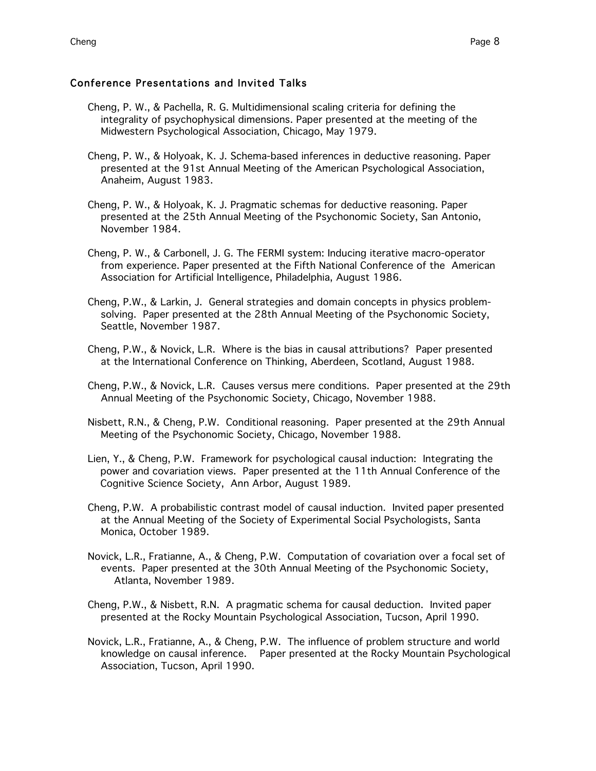## Conference Presentations and Invited Talks

Cheng, P. W., & Pachella, R. G. Multidimensional scaling criteria for defining the integrality of psychophysical dimensions. Paper presented at the meeting of the Midwestern Psychological Association, Chicago, May 1979.

Cheng, P. W., & Holyoak, K. J. Schema-based inferences in deductive reasoning. Paper presented at the 91st Annual Meeting of the American Psychological Association, Anaheim, August 1983.

Cheng, P. W., & Holyoak, K. J. Pragmatic schemas for deductive reasoning. Paper presented at the 25th Annual Meeting of the Psychonomic Society, San Antonio, November 1984.

Cheng, P. W., & Carbonell, J. G. The FERMI system: Inducing iterative macro-operator from experience. Paper presented at the Fifth National Conference of the American Association for Artificial Intelligence, Philadelphia, August 1986.

Cheng, P.W., & Larkin, J. General strategies and domain concepts in physics problem-solving. Paper presented at the 28th Annual Meeting of the Psychonomic Society, Seattle, November 1987.

Cheng, P.W., & Novick, L.R. Where is the bias in causal attributions? Paper presented at the International Conference on Thinking, Aberdeen, Scotland, August 1988.

Cheng, P.W., & Novick, L.R. Causes versus mere conditions. Paper presented at the 29th Annual Meeting of the Psychonomic Society, Chicago, November 1988.

Nisbett, R.N., & Cheng, P.W. Conditional reasoning. Paper presented at the 29th Annual Meeting of the Psychonomic Society, Chicago, November 1988.

Lien, Y., & Cheng, P.W. Framework for psychological causal induction: Integrating the power and covariation views. Paper presented at the 11th Annual Conference of the Cognitive Science Society, Ann Arbor, August 1989.

Cheng, P.W. A probabilistic contrast model of causal induction. Invited paper presented at the Annual Meeting of the Society of Experimental Social Psychologists, Santa Monica, October 1989.

Novick, L.R., Fratianne, A., & Cheng, P.W. Computation of covariation over a focal set of events. Paper presented at the 30th Annual Meeting of the Psychonomic Society, Atlanta, November 1989.

Cheng, P.W., & Nisbett, R.N. A pragmatic schema for causal deduction. Invited paper presented at the Rocky Mountain Psychological Association, Tucson, April 1990.

Novick, L.R., Fratianne, A., & Cheng, P.W. The influence of problem structure and world knowledge on causal inference. Paper presented at the Rocky Mountain Psychological Association, Tucson, April 1990.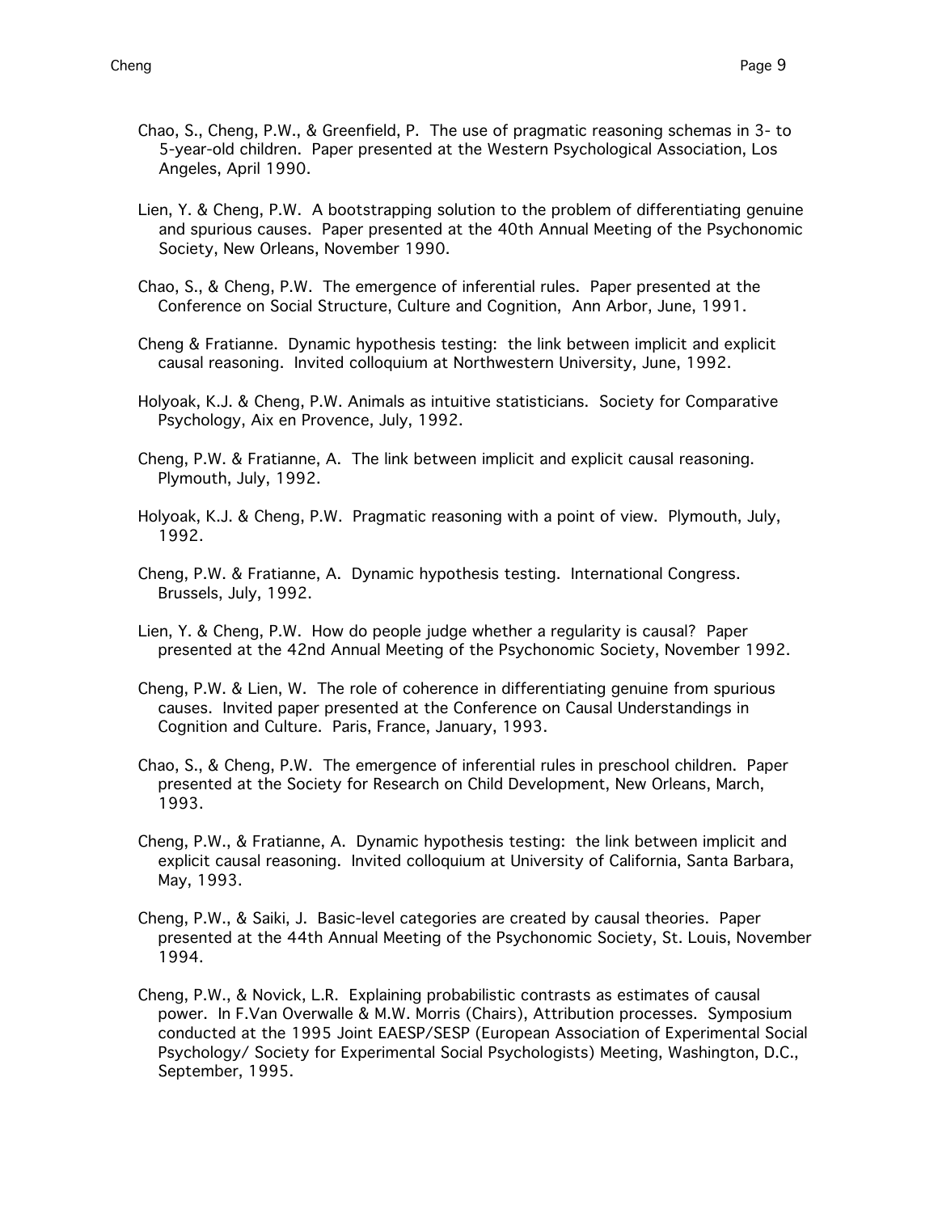Chao, S., Cheng, P.W., & Greenfield, P. The use of pragmatic reasoning schemas in 3- to 5-year-old children. Paper presented at the Western Psychological Association, Los Angeles, April 1990.

Lien, Y. & Cheng, P.W. A bootstrapping solution to the problem of differentiating genuine and spurious causes. Paper presented at the 40th Annual Meeting of the Psychonomic Society, New Orleans, November 1990.

Chao, S., & Cheng, P.W. The emergence of inferential rules. Paper presented at the Conference on Social Structure, Culture and Cognition, Ann Arbor, June, 1991.

Cheng & Fratianne. Dynamic hypothesis testing: the link between implicit and explicit causal reasoning. Invited colloquium at Northwestern University, June, 1992.

Holyoak, K.J. & Cheng, P.W. Animals as intuitive statisticians. Society for Comparative Psychology, Aix en Provence, July, 1992.

Cheng, P.W. & Fratianne, A. The link between implicit and explicit causal reasoning. Plymouth, July, 1992.

Holyoak, K.J. & Cheng, P.W. Pragmatic reasoning with a point of view. Plymouth, July, 1992.

Cheng, P.W. & Fratianne, A. Dynamic hypothesis testing. International Congress. Brussels, July, 1992.

Lien, Y. & Cheng, P.W. How do people judge whether a regularity is causal? Paper presented at the 42nd Annual Meeting of the Psychonomic Society, November 1992.

Cheng, P.W. & Lien, W. The role of coherence in differentiating genuine from spurious causes. Invited paper presented at the Conference on Causal Understandings in Cognition and Culture. Paris, France, January, 1993.

Chao, S., & Cheng, P.W. The emergence of inferential rules in preschool children. Paper presented at the Society for Research on Child Development, New Orleans, March, 1993.

Cheng, P.W., & Fratianne, A. Dynamic hypothesis testing: the link between implicit and explicit causal reasoning. Invited colloquium at University of California, Santa Barbara, May, 1993.

Cheng, P.W., & Saiki, J. Basic-level categories are created by causal theories. Paper presented at the 44th Annual Meeting of the Psychonomic Society, St. Louis, November 1994.

Cheng, P.W., & Novick, L.R. Explaining probabilistic contrasts as estimates of causal power. In F.Van Overwalle & M.W. Morris (Chairs), Attribution processes. Symposium conducted at the 1995 Joint EAESP/SESP (European Association of Experimental Social Psychology/ Society for Experimental Social Psychologists) Meeting, Washington, D.C., September, 1995.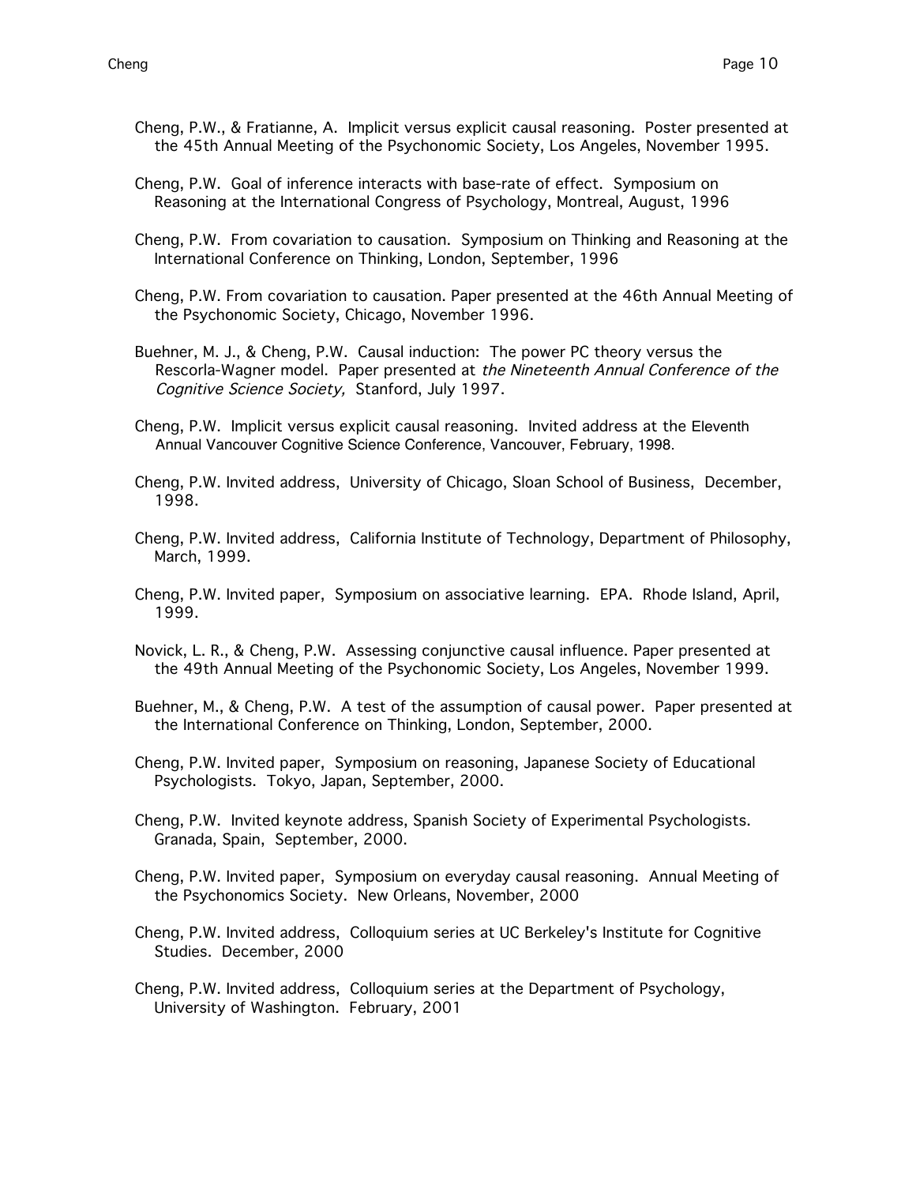Cheng, P.W., & Fratianne, A. Implicit versus explicit causal reasoning. Poster presented at the 45th Annual Meeting of the Psychonomic Society, Los Angeles, November 1995.

Cheng, P.W. Goal of inference interacts with base-rate of effect. Symposium on Reasoning at the International Congress of Psychology, Montreal, August, 1996

Cheng, P.W. From covariation to causation. Symposium on Thinking and Reasoning at the International Conference on Thinking, London, September, 1996

Cheng, P.W. From covariation to causation. Paper presented at the 46th Annual Meeting of the Psychonomic Society, Chicago, November 1996.

Buehner, M. J., & Cheng, P.W. Causal induction: The power PC theory versus the Rescorla-Wagner model. Paper presented at *the Nineteenth Annual Conference of the Cognitive Science Society,* Stanford, July 1997.

Cheng, P.W. Implicit versus explicit causal reasoning. Invited address at the Eleventh Annual Vancouver Cognitive Science Conference, Vancouver, February, 1998.

Cheng, P.W. Invited address, University of Chicago, Sloan School of Business, December, 1998.

Cheng, P.W. Invited address, California Institute of Technology, Department of Philosophy, March, 1999.

Cheng, P.W. Invited paper, Symposium on associative learning. EPA. Rhode Island, April, 1999.

Novick, L. R., & Cheng, P.W. Assessing conjunctive causal influence. Paper presented at the 49th Annual Meeting of the Psychonomic Society, Los Angeles, November 1999.

Buehner, M., & Cheng, P.W. A test of the assumption of causal power. Paper presented at the International Conference on Thinking, London, September, 2000.

Cheng, P.W. Invited paper, Symposium on reasoning, Japanese Society of Educational Psychologists. Tokyo, Japan, September, 2000.

Cheng, P.W. Invited keynote address, Spanish Society of Experimental Psychologists. Granada, Spain, September, 2000.

Cheng, P.W. Invited paper, Symposium on everyday causal reasoning. Annual Meeting of the Psychonomics Society. New Orleans, November, 2000

Cheng, P.W. Invited address, Colloquium series at UC Berkeley's Institute for Cognitive Studies. December, 2000

Cheng, P.W. Invited address, Colloquium series at the Department of Psychology, University of Washington. February, 2001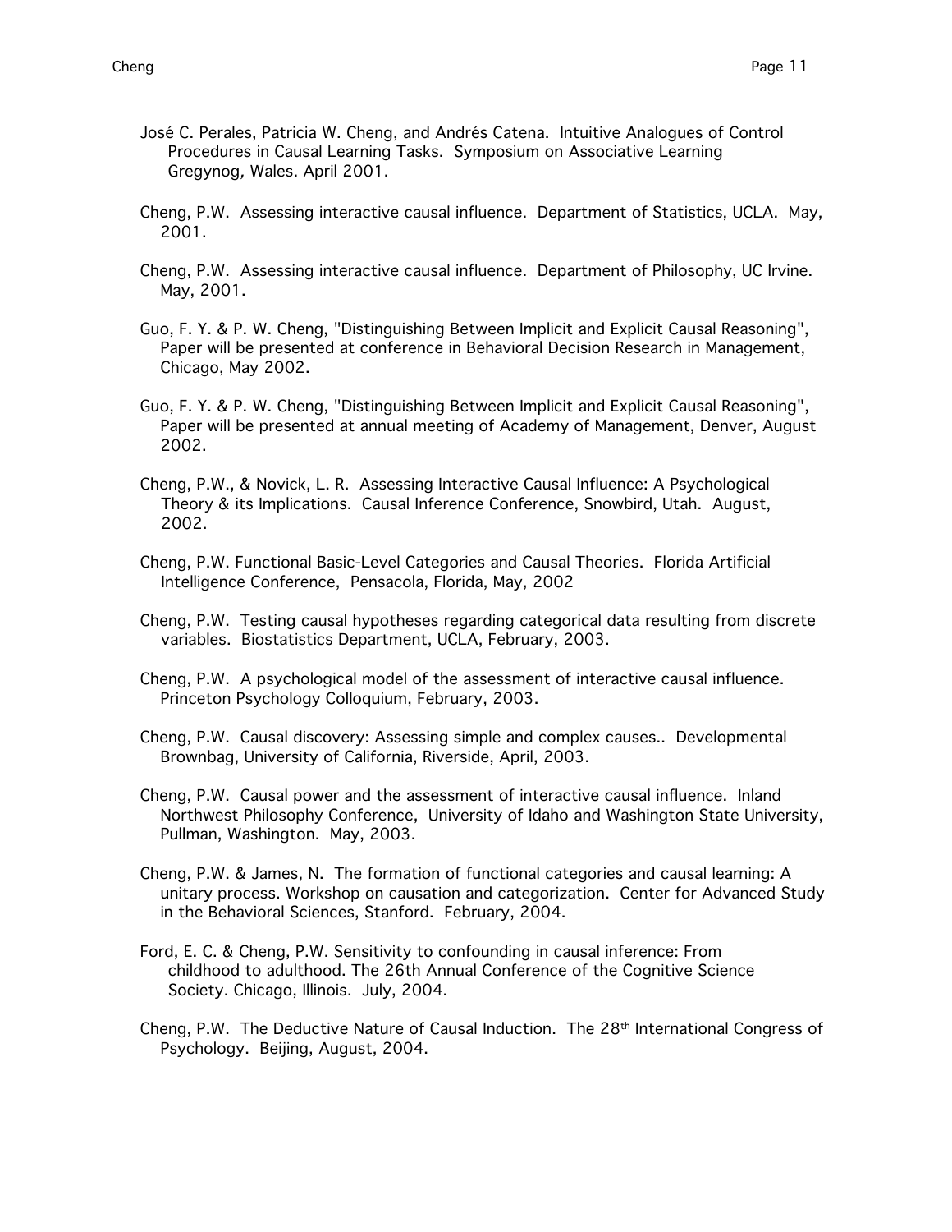José C. Perales, Patricia W. Cheng, and Andrés Catena. Intuitive Analogues of Control Procedures in Causal Learning Tasks. Symposium on Associative Learning Gregynog, Wales. April 2001.

Cheng, P.W. Assessing interactive causal influence. Department of Statistics, UCLA. May, 2001.

Cheng, P.W. Assessing interactive causal influence. Department of Philosophy, UC Irvine. May, 2001.

Guo, F. Y. & P. W. Cheng, "Distinguishing Between Implicit and Explicit Causal Reasoning", Paper will be presented at conference in Behavioral Decision Research in Management, Chicago, May 2002.

Guo, F. Y. & P. W. Cheng, "Distinguishing Between Implicit and Explicit Causal Reasoning", Paper will be presented at annual meeting of Academy of Management, Denver, August 2002.

Cheng, P.W., & Novick, L. R. Assessing Interactive Causal Influence: A Psychological Theory & its Implications. Causal Inference Conference, Snowbird, Utah. August, 2002.

Cheng, P.W. Functional Basic-Level Categories and Causal Theories. Florida Artificial Intelligence Conference, Pensacola, Florida, May, 2002

Cheng, P.W. Testing causal hypotheses regarding categorical data resulting from discrete variables. Biostatistics Department, UCLA, February, 2003.

Cheng, P.W. A psychological model of the assessment of interactive causal influence. Princeton Psychology Colloquium, February, 2003.

Cheng, P.W. Causal discovery: Assessing simple and complex causes.. Developmental Brownbag, University of California, Riverside, April, 2003.

Cheng, P.W. Causal power and the assessment of interactive causal influence. Inland Northwest Philosophy Conference, University of Idaho and Washington State University, Pullman, Washington. May, 2003.

Cheng, P.W. & James, N. The formation of functional categories and causal learning: A unitary process. Workshop on causation and categorization. Center for Advanced Study in the Behavioral Sciences, Stanford. February, 2004.

Ford, E. C. & Cheng, P.W. Sensitivity to confounding in causal inference: From childhood to adulthood. The 26th Annual Conference of the Cognitive Science Society. Chicago, Illinois. July, 2004.

Cheng, P.W. The Deductive Nature of Causal Induction. The 28th International Congress of Psychology. Beijing, August, 2004.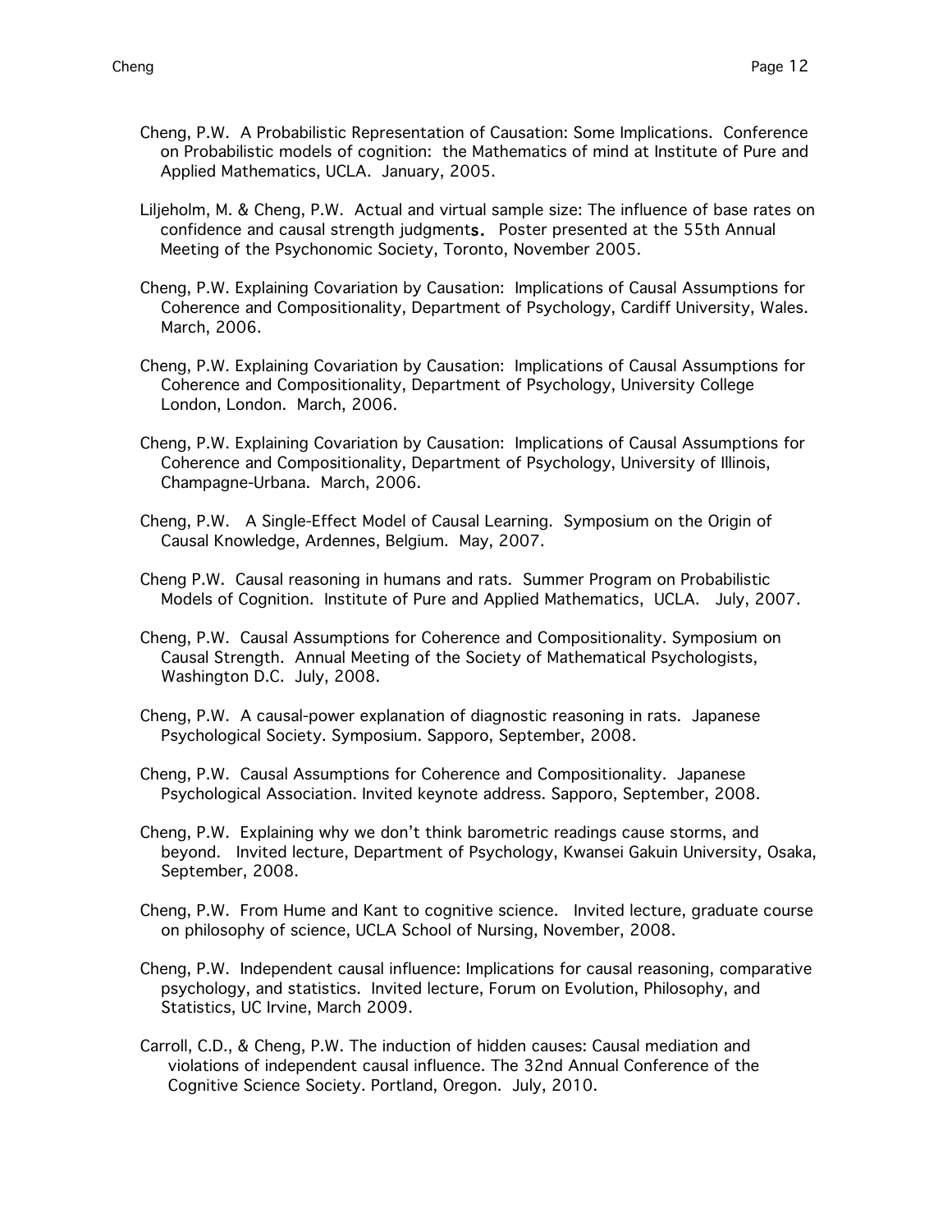Cheng, P.W. A Probabilistic Representation of Causation: Some Implications. Conference on Probabilistic models of cognition: the Mathematics of mind at Institute of Pure and Applied Mathematics, UCLA. January, 2005.

Liljeholm, M. & Cheng, P.W. Actual and virtual sample size: The influence of base rates on confidence and causal strength judgments. Poster presented at the 55th Annual Meeting of the Psychonomic Society, Toronto, November 2005.

Cheng, P.W. Explaining Covariation by Causation: Implications of Causal Assumptions for Coherence and Compositionality, Department of Psychology, Cardiff University, Wales. March, 2006.

Cheng, P.W. Explaining Covariation by Causation: Implications of Causal Assumptions for Coherence and Compositionality, Department of Psychology, University College London, London. March, 2006.

Cheng, P.W. Explaining Covariation by Causation: Implications of Causal Assumptions for Coherence and Compositionality, Department of Psychology, University of Illinois, Champagne-Urbana. March, 2006.

Cheng, P.W. A Single-Effect Model of Causal Learning. Symposium on the Origin of Causal Knowledge, Ardennes, Belgium. May, 2007.

Cheng P.W. Causal reasoning in humans and rats. Summer Program on Probabilistic Models of Cognition. Institute of Pure and Applied Mathematics, UCLA. July, 2007.

Cheng, P.W. Causal Assumptions for Coherence and Compositionality. Symposium on Causal Strength. Annual Meeting of the Society of Mathematical Psychologists, Washington D.C. July, 2008.

Cheng, P.W. A causal-power explanation of diagnostic reasoning in rats. Japanese Psychological Society. Symposium. Sapporo, September, 2008.

Cheng, P.W. Causal Assumptions for Coherence and Compositionality. Japanese Psychological Association. Invited keynote address. Sapporo, September, 2008.

Cheng, P.W. Explaining why we don't think barometric readings cause storms, and beyond. Invited lecture, Department of Psychology, Kwansei Gakuin University, Osaka, September, 2008.

Cheng, P.W. From Hume and Kant to cognitive science. Invited lecture, graduate course on philosophy of science, UCLA School of Nursing, November, 2008.

Cheng, P.W. Independent causal influence: Implications for causal reasoning, comparative psychology, and statistics. Invited lecture, Forum on Evolution, Philosophy, and Statistics, UC Irvine, March 2009.

Carroll, C.D., & Cheng, P.W. The induction of hidden causes: Causal mediation and violations of independent causal influence. The 32nd Annual Conference of the Cognitive Science Society. Portland, Oregon. July, 2010.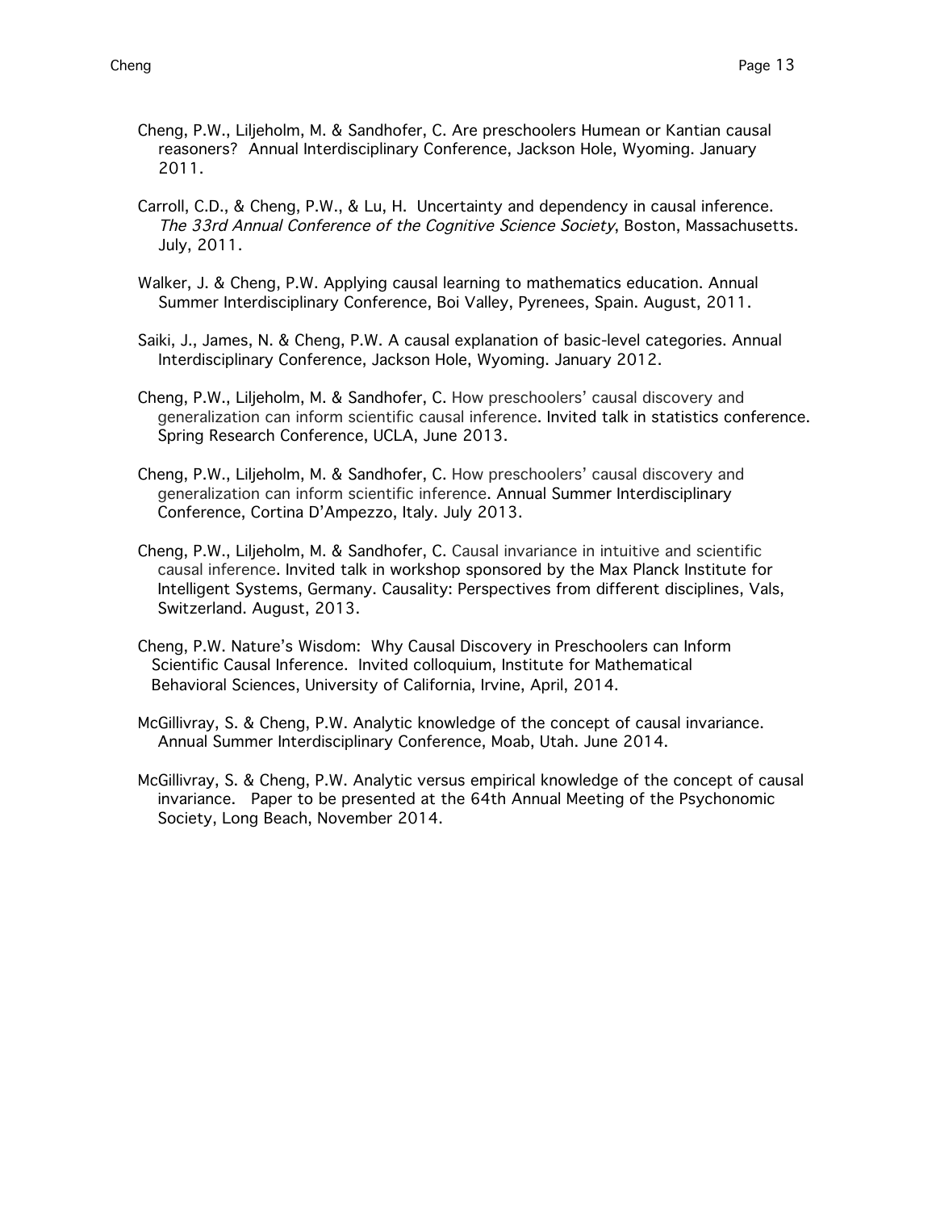Cheng, P.W., Liljeholm, M. & Sandhofer, C. Are preschoolers Humean or Kantian causal reasoners? Annual Interdisciplinary Conference, Jackson Hole, Wyoming. January 2011.

Carroll, C.D., & Cheng, P.W., & Lu, H. Uncertainty and dependency in causal inference. *The 33rd Annual Conference of the Cognitive Science Society*, Boston, Massachusetts. July, 2011.

Walker, J. & Cheng, P.W. Applying causal learning to mathematics education. Annual Summer Interdisciplinary Conference, Boi Valley, Pyrenees, Spain. August, 2011.

Saiki, J., James, N. & Cheng, P.W. A causal explanation of basic-level categories. Annual Interdisciplinary Conference, Jackson Hole, Wyoming. January 2012.

Cheng, P.W., Liljeholm, M. & Sandhofer, C. How preschoolers' causal discovery and generalization can inform scientific causal inference. Invited talk in statistics conference. Spring Research Conference, UCLA, June 2013.

Cheng, P.W., Liljeholm, M. & Sandhofer, C. How preschoolers' causal discovery and generalization can inform scientific inference. Annual Summer Interdisciplinary Conference, Cortina D'Ampezzo, Italy. July 2013.

Cheng, P.W., Liljeholm, M. & Sandhofer, C. Causal invariance in intuitive and scientific causal inference. Invited talk in workshop sponsored by the Max Planck Institute for Intelligent Systems, Germany. Causality: Perspectives from different disciplines, Vals, Switzerland. August, 2013.

Cheng, P.W. Nature's Wisdom: Why Causal Discovery in Preschoolers can Inform Scientific Causal Inference. Invited colloquium, Institute for Mathematical Behavioral Sciences, University of California, Irvine, April, 2014.

McGillivray, S. & Cheng, P.W. Analytic knowledge of the concept of causal invariance. Annual Summer Interdisciplinary Conference, Moab, Utah. June 2014.

McGillivray, S. & Cheng, P.W. Analytic versus empirical knowledge of the concept of causal invariance. Paper to be presented at the 64th Annual Meeting of the Psychonomic Society, Long Beach, November 2014.